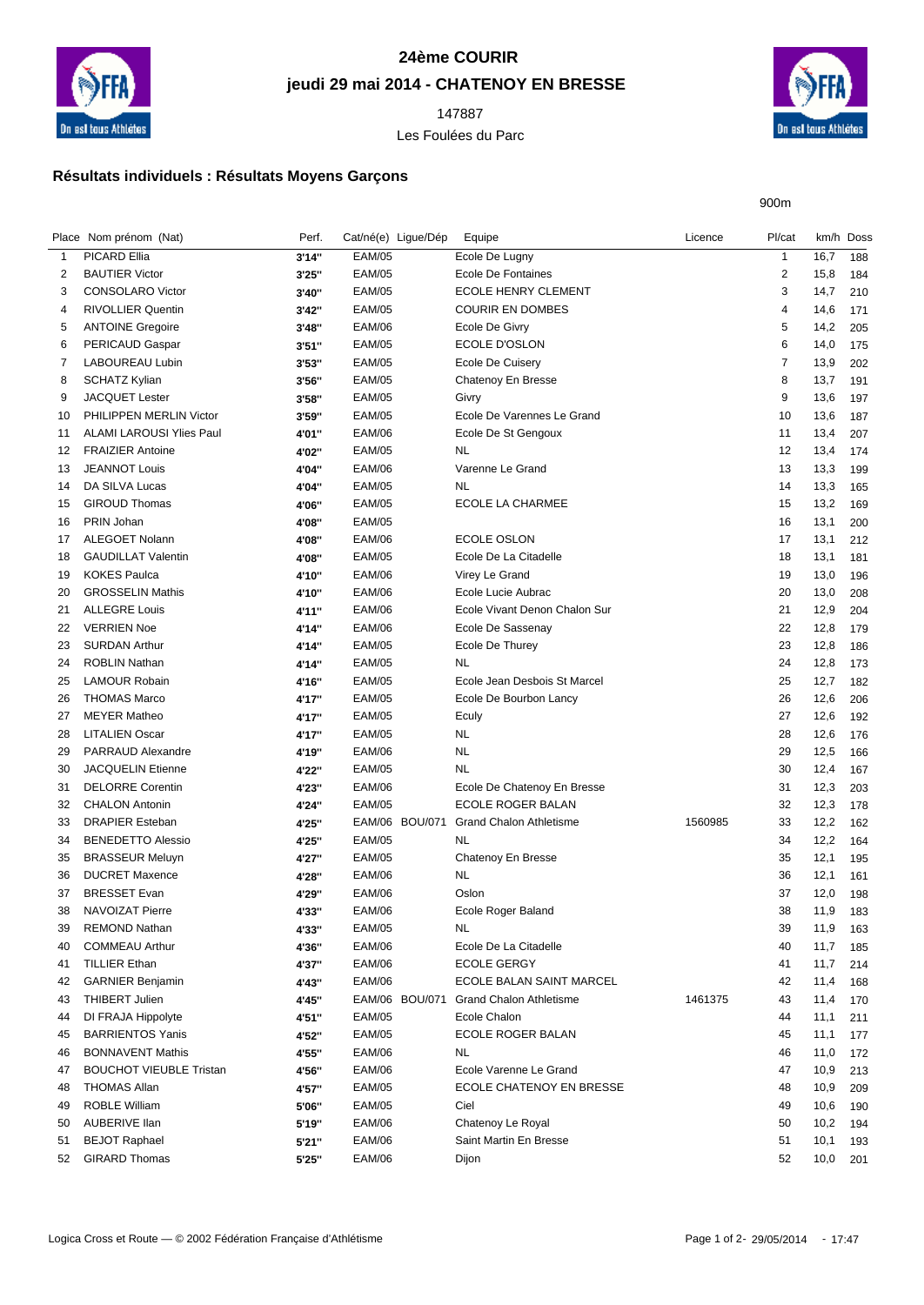# 24ème COURIR

## jeudi 29 mai 2014 - CHATENOY EN BRESSE

147887

Les Foulées du Parc

### Résultats individuels : Résultats Moyens Garçons

900m

| Place | Nom prénom (Nat) | Perf. | Cat/né(e) | Ligue/Dép | Equipe | Licence | Pl/cat | km/h | Doss |
|---|---|---|---|---|---|---|---|---|---|
| 1 | PICARD Ellia | 3'14'' | EAM/05 | | Ecole De Lugny | | 1 | 16,7 | 188 |
| 2 | BAUTIER Victor | 3'25'' | EAM/05 | | Ecole De Fontaines | | 2 | 15,8 | 184 |
| 3 | CONSOLARO Victor | 3'40'' | EAM/05 | | ECOLE HENRY CLEMENT | | 3 | 14,7 | 210 |
| 4 | RIVOLLIER Quentin | 3'42'' | EAM/05 | | COURIR EN DOMBES | | 4 | 14,6 | 171 |
| 5 | ANTOINE Gregoire | 3'48'' | EAM/06 | | Ecole De Givry | | 5 | 14,2 | 205 |
| 6 | PERICAUD Gaspar | 3'51'' | EAM/05 | | ECOLE D'OSLON | | 6 | 14,0 | 175 |
| 7 | LABOUREAU Lubin | 3'53'' | EAM/05 | | Ecole De Cuisery | | 7 | 13,9 | 202 |
| 8 | SCHATZ Kylian | 3'56'' | EAM/05 | | Chatenoy En Bresse | | 8 | 13,7 | 191 |
| 9 | JACQUET Lester | 3'58'' | EAM/05 | | Givry | | 9 | 13,6 | 197 |
| 10 | PHILIPPEN MERLIN Victor | 3'59'' | EAM/05 | | Ecole De Varennes Le Grand | | 10 | 13,6 | 187 |
| 11 | ALAMI LAROUSI Ylies Paul | 4'01'' | EAM/06 | | Ecole De St Gengoux | | 11 | 13,4 | 207 |
| 12 | FRAIZIER Antoine | 4'02'' | EAM/05 | | NL | | 12 | 13,4 | 174 |
| 13 | JEANNOT Louis | 4'04'' | EAM/06 | | Varenne Le Grand | | 13 | 13,3 | 199 |
| 14 | DA SILVA Lucas | 4'04'' | EAM/05 | | NL | | 14 | 13,3 | 165 |
| 15 | GIROUD Thomas | 4'06'' | EAM/05 | | ECOLE LA CHARMEE | | 15 | 13,2 | 169 |
| 16 | PRIN Johan | 4'08'' | EAM/05 | | | | 16 | 13,1 | 200 |
| 17 | ALEGOET Nolann | 4'08'' | EAM/06 | | ECOLE OSLON | | 17 | 13,1 | 212 |
| 18 | GAUDILLAT Valentin | 4'08'' | EAM/05 | | Ecole De La Citadelle | | 18 | 13,1 | 181 |
| 19 | KOKES Paulca | 4'10'' | EAM/06 | | Virey Le Grand | | 19 | 13,0 | 196 |
| 20 | GROSSELIN Mathis | 4'10'' | EAM/06 | | Ecole Lucie Aubrac | | 20 | 13,0 | 208 |
| 21 | ALLEGRE Louis | 4'11'' | EAM/06 | | Ecole Vivant Denon Chalon Sur | | 21 | 12,9 | 204 |
| 22 | VERRIEN Noe | 4'14'' | EAM/06 | | Ecole De Sassenay | | 22 | 12,8 | 179 |
| 23 | SURDAN Arthur | 4'14'' | EAM/05 | | Ecole De Thurey | | 23 | 12,8 | 186 |
| 24 | ROBLIN Nathan | 4'14'' | EAM/05 | | NL | | 24 | 12,8 | 173 |
| 25 | LAMOUR Robain | 4'16'' | EAM/05 | | Ecole Jean Desbois St Marcel | | 25 | 12,7 | 182 |
| 26 | THOMAS Marco | 4'17'' | EAM/05 | | Ecole De Bourbon Lancy | | 26 | 12,6 | 206 |
| 27 | MEYER Matheo | 4'17'' | EAM/05 | | Eculy | | 27 | 12,6 | 192 |
| 28 | LITALIEN Oscar | 4'17'' | EAM/05 | | NL | | 28 | 12,6 | 176 |
| 29 | PARRAUD Alexandre | 4'19'' | EAM/06 | | NL | | 29 | 12,5 | 166 |
| 30 | JACQUELIN Etienne | 4'22'' | EAM/05 | | NL | | 30 | 12,4 | 167 |
| 31 | DELORRE Corentin | 4'23'' | EAM/06 | | Ecole De Chatenoy En Bresse | | 31 | 12,3 | 203 |
| 32 | CHALON Antonin | 4'24'' | EAM/05 | | ECOLE ROGER BALAN | | 32 | 12,3 | 178 |
| 33 | DRAPIER Esteban | 4'25'' | EAM/06 | BOU/071 | Grand Chalon Athletisme | 1560985 | 33 | 12,2 | 162 |
| 34 | BENEDETTO Alessio | 4'25'' | EAM/05 | | NL | | 34 | 12,2 | 164 |
| 35 | BRASSEUR Meluyn | 4'27'' | EAM/05 | | Chatenoy En Bresse | | 35 | 12,1 | 195 |
| 36 | DUCRET Maxence | 4'28'' | EAM/06 | | NL | | 36 | 12,1 | 161 |
| 37 | BRESSET Evan | 4'29'' | EAM/06 | | Oslon | | 37 | 12,0 | 198 |
| 38 | NAVOIZAT Pierre | 4'33'' | EAM/06 | | Ecole Roger Baland | | 38 | 11,9 | 183 |
| 39 | REMOND Nathan | 4'33'' | EAM/05 | | NL | | 39 | 11,9 | 163 |
| 40 | COMMEAU Arthur | 4'36'' | EAM/06 | | Ecole De La Citadelle | | 40 | 11,7 | 185 |
| 41 | TILLIER Ethan | 4'37'' | EAM/06 | | ECOLE GERGY | | 41 | 11,7 | 214 |
| 42 | GARNIER Benjamin | 4'43'' | EAM/06 | | ECOLE BALAN SAINT MARCEL | | 42 | 11,4 | 168 |
| 43 | THIBERT Julien | 4'45'' | EAM/06 | BOU/071 | Grand Chalon Athletisme | 1461375 | 43 | 11,4 | 170 |
| 44 | DI FRAJA Hippolyte | 4'51'' | EAM/05 | | Ecole Chalon | | 44 | 11,1 | 211 |
| 45 | BARRIENTOS Yanis | 4'52'' | EAM/05 | | ECOLE ROGER BALAN | | 45 | 11,1 | 177 |
| 46 | BONNAVENT Mathis | 4'55'' | EAM/06 | | NL | | 46 | 11,0 | 172 |
| 47 | BOUCHOT VIEUBLE Tristan | 4'56'' | EAM/06 | | Ecole Varenne Le Grand | | 47 | 10,9 | 213 |
| 48 | THOMAS Allan | 4'57'' | EAM/05 | | ECOLE CHATENOY EN BRESSE | | 48 | 10,9 | 209 |
| 49 | ROBLE William | 5'06'' | EAM/05 | | Ciel | | 49 | 10,6 | 190 |
| 50 | AUBERIVE Ilan | 5'19'' | EAM/06 | | Chatenoy Le Royal | | 50 | 10,2 | 194 |
| 51 | BEJOT Raphael | 5'21'' | EAM/06 | | Saint Martin En Bresse | | 51 | 10,1 | 193 |
| 52 | GIRARD Thomas | 5'25'' | EAM/06 | | Dijon | | 52 | 10,0 | 201 |

Logica Cross et Route — © 2002 Fédération Française d'Athlétisme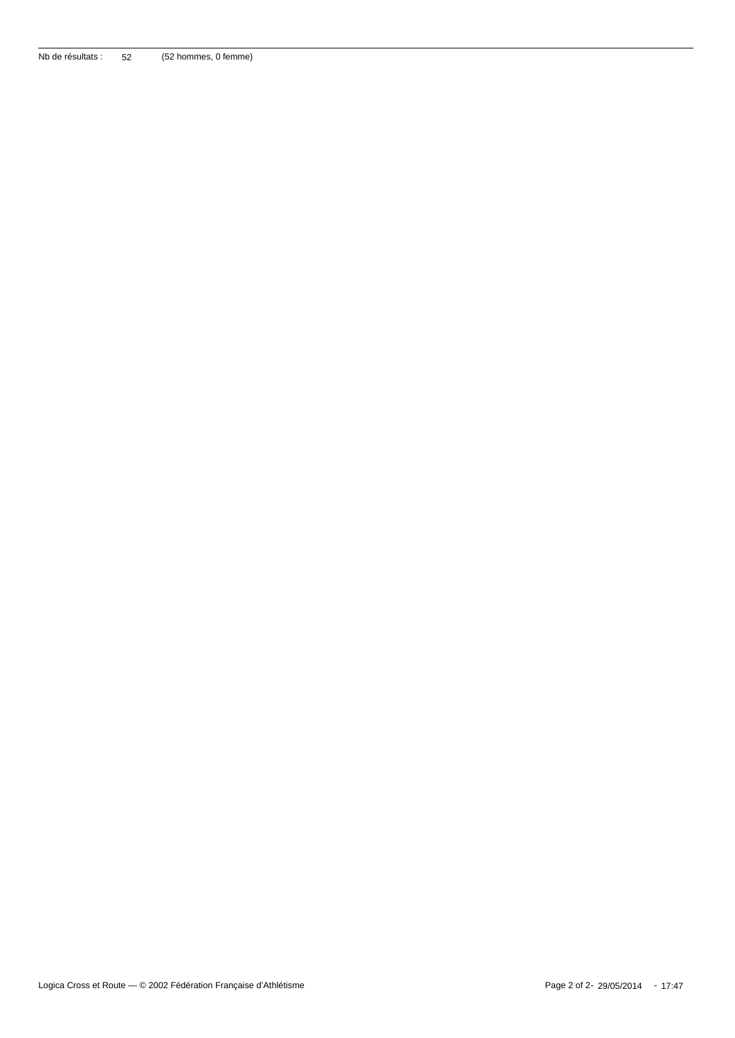Nb de résultats : 52 (52 hommes, 0 femme)